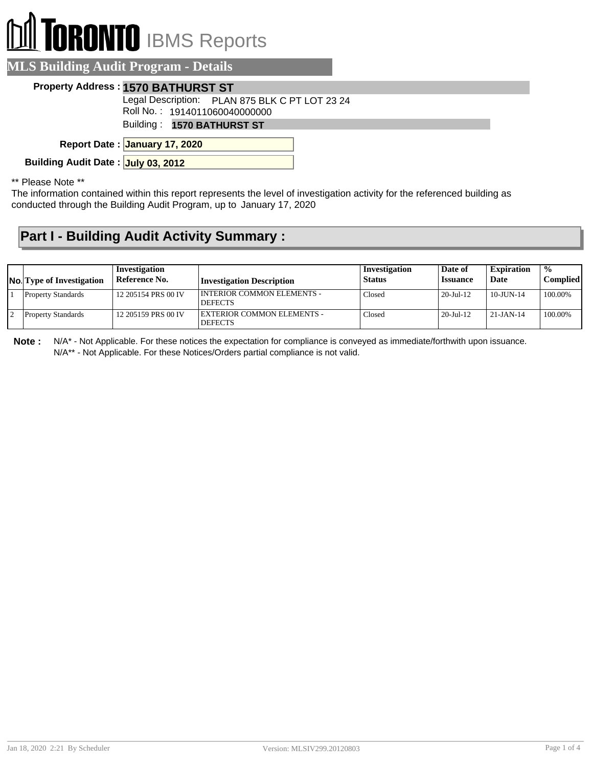# TORONTO IBMS Reports

## MLS Building Audit Program - Details

**Property Address :** **1570 BATHURST ST**

Legal Description: PLAN 875 BLK C PT LOT 23 24

Roll No. : 1914011060040000000

Building : **1570 BATHURST ST**

**Report Date :** **January 17, 2020**

**Building Audit Date :** **July 03, 2012**

** Please Note **

The information contained within this report represents the level of investigation activity for the referenced building as conducted through the Building Audit Program, up to January 17, 2020

## Part I - Building Audit Activity Summary :

| No. | Type of Investigation | Investigation Reference No. | Investigation Description | Investigation Status | Date of Issuance | Expiration Date | % Complied |
|---|---|---|---|---|---|---|---|
| 1 | Property Standards | 12 205154 PRS 00 IV | INTERIOR COMMON ELEMENTS - DEFECTS | Closed | 20-Jul-12 | 10-JUN-14 | 100.00% |
| 2 | Property Standards | 12 205159 PRS 00 IV | EXTERIOR COMMON ELEMENTS - DEFECTS | Closed | 20-Jul-12 | 21-JAN-14 | 100.00% |

**Note :** N/A* - Not Applicable. For these notices the expectation for compliance is conveyed as immediate/forthwith upon issuance.
N/A** - Not Applicable. For these Notices/Orders partial compliance is not valid.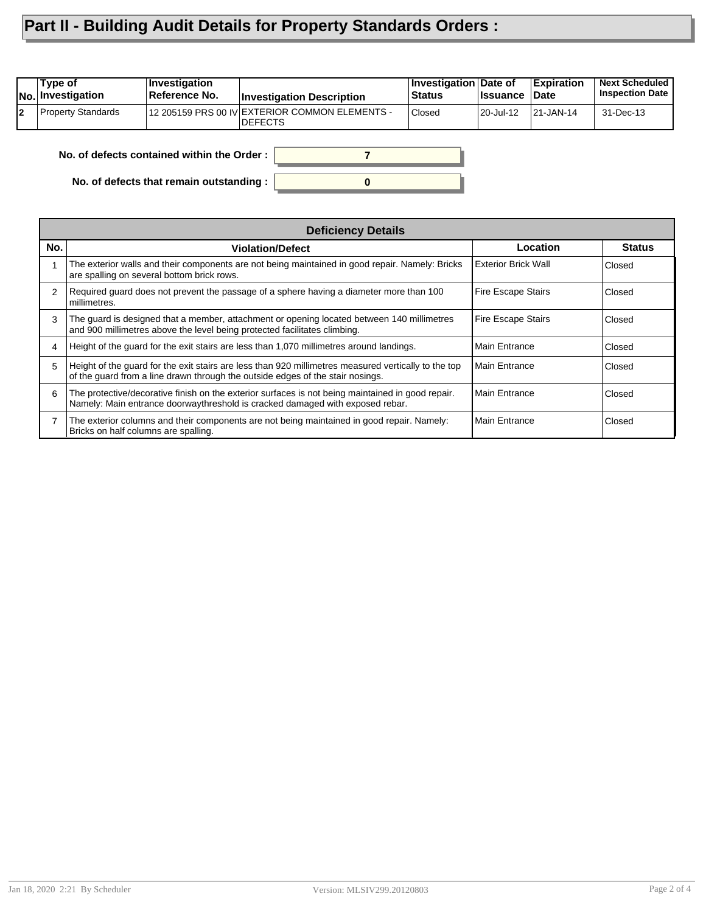# Part II - Building Audit Details for Property Standards Orders :

| No. | Type of Investigation | Investigation Reference No. | Investigation Description | Investigation Status | Date of Issuance | Expiration Date | Next Scheduled Inspection Date |
|---|---|---|---|---|---|---|---|
| 2 | Property Standards | 12 205159 PRS 00 IV | EXTERIOR COMMON ELEMENTS - DEFECTS | Closed | 20-Jul-12 | 21-JAN-14 | 31-Dec-13 |

**No. of defects contained within the Order :** 7

**No. of defects that remain outstanding :** 0

**Deficiency Details**

| No. | Violation/Defect | Location | Status |
|---|---|---|---|
| 1 | The exterior walls and their components are not being maintained in good repair. Namely: Bricks are spalling on several bottom brick rows. | Exterior Brick Wall | Closed |
| 2 | Required guard does not prevent the passage of a sphere having a diameter more than 100 millimetres. | Fire Escape Stairs | Closed |
| 3 | The guard is designed that a member, attachment or opening located between 140 millimetres and 900 millimetres above the level being protected facilitates climbing. | Fire Escape Stairs | Closed |
| 4 | Height of the guard for the exit stairs are less than 1,070 millimetres around landings. | Main Entrance | Closed |
| 5 | Height of the guard for the exit stairs are less than 920 millimetres measured vertically to the top of the guard from a line drawn through the outside edges of the stair nosings. | Main Entrance | Closed |
| 6 | The protective/decorative finish on the exterior surfaces is not being maintained in good repair. Namely: Main entrance doorwaythreshold is cracked damaged with exposed rebar. | Main Entrance | Closed |
| 7 | The exterior columns and their components are not being maintained in good repair. Namely: Bricks on half columns are spalling. | Main Entrance | Closed |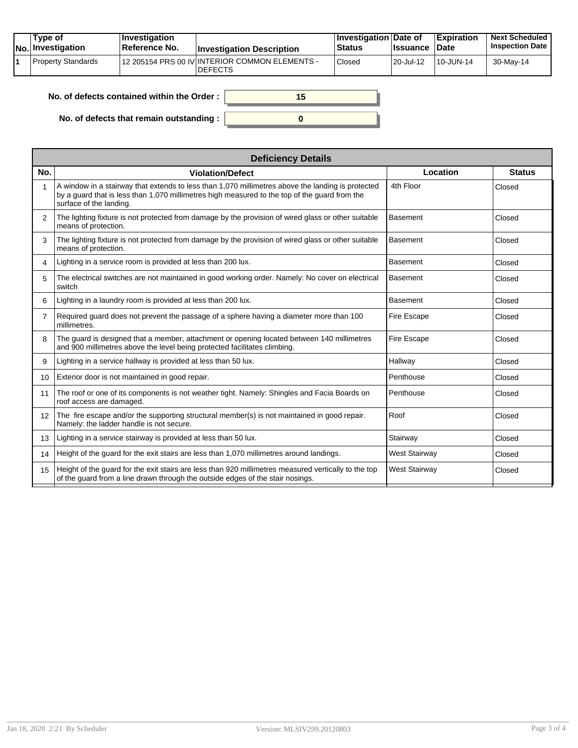| No. | Type of Investigation | Investigation Reference No. | Investigation Description | Investigation Status | Date of Issuance | Expiration Date | Next Scheduled Inspection Date |
|---|---|---|---|---|---|---|---|
| 1 | Property Standards | 12 205154 PRS 00 IV | INTERIOR COMMON ELEMENTS - DEFECTS | Closed | 20-Jul-12 | 10-JUN-14 | 30-May-14 |

**No. of defects contained within the Order :** 15

**No. of defects that remain outstanding :** 0

| Deficiency Details | | | |
|---|---|---|---|
| **No.** | **Violation/Defect** | **Location** | **Status** |
| 1 | A window in a stairway that extends to less than 1,070 millimetres above the landing is protected by a guard that is less than 1,070 millimetres high measured to the top of the guard from the surface of the landing. | 4th Floor | Closed |
| 2 | The lighting fixture is not protected from damage by the provision of wired glass or other suitable means of protection. | Basement | Closed |
| 3 | The lighting fixture is not protected from damage by the provision of wired glass or other suitable means of protection. | Basement | Closed |
| 4 | Lighting in a service room is provided at less than 200 lux. | Basement | Closed |
| 5 | The electrical switches are not maintained in good working order. Namely: No cover on electrical switch | Basement | Closed |
| 6 | Lighting in a laundry room is provided at less than 200 lux. | Basement | Closed |
| 7 | Required guard does not prevent the passage of a sphere having a diameter more than 100 millimetres. | Fire Escape | Closed |
| 8 | The guard is designed that a member, attachment or opening located between 140 millimetres and 900 millimetres above the level being protected facilitates climbing. | Fire Escape | Closed |
| 9 | Lighting in a service hallway is provided at less than 50 lux. | Hallway | Closed |
| 10 | Exterior door is not maintained in good repair. | Penthouse | Closed |
| 11 | The roof or one of its components is not weather tight. Namely: Shingles and Facia Boards on roof access are damaged. | Penthouse | Closed |
| 12 | The fire escape and/or the supporting structural member(s) is not maintained in good repair. Namely: the ladder handle is not secure. | Roof | Closed |
| 13 | Lighting in a service stairway is provided at less than 50 lux. | Stairway | Closed |
| 14 | Height of the guard for the exit stairs are less than 1,070 millimetres around landings. | West Stairway | Closed |
| 15 | Height of the guard for the exit stairs are less than 920 millimetres measured vertically to the top of the guard from a line drawn through the outside edges of the stair nosings. | West Stairway | Closed |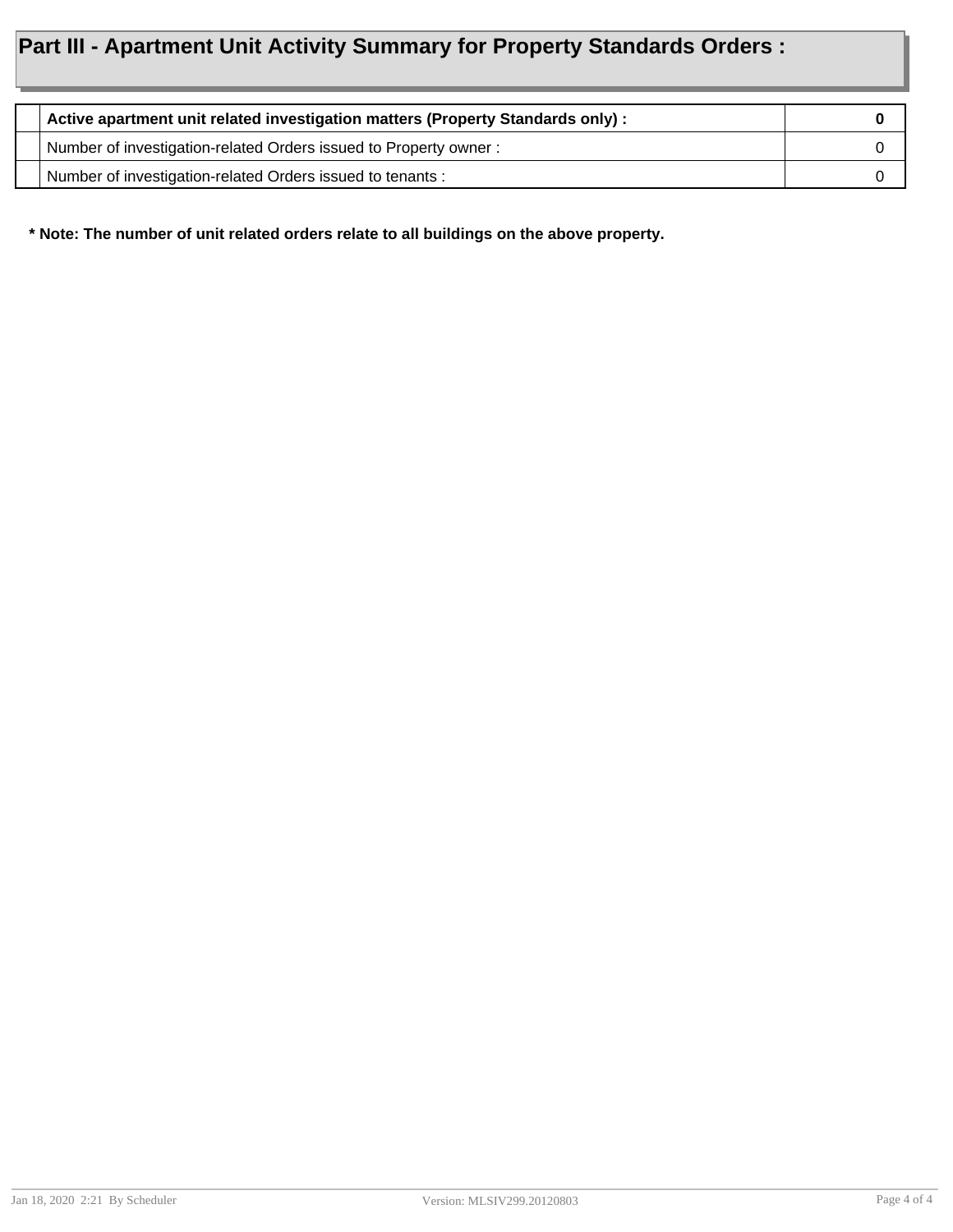## Part III - Apartment Unit Activity Summary for Property Standards Orders :

| | | |
|---|---|---|
| | **Active apartment unit related investigation matters (Property Standards only) :** | **0** |
| | Number of investigation-related Orders issued to Property owner : | 0 |
| | Number of investigation-related Orders issued to tenants : | 0 |

**\* Note: The number of unit related orders relate to all buildings on the above property.**